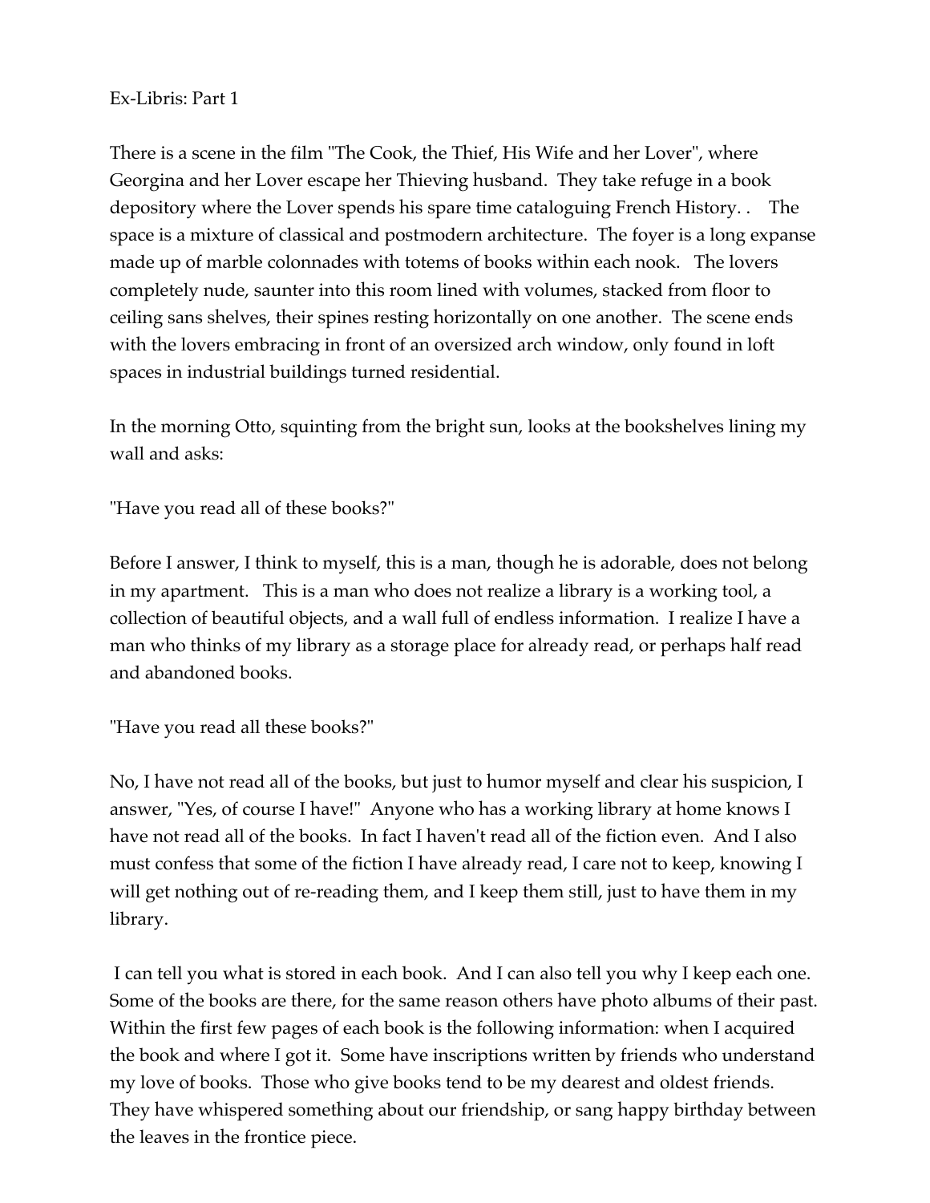# Ex-Libris: Part 1

There is a scene in the film "The Cook, the Thief, His Wife and her Lover", where Georgina and her Lover escape her Thieving husband. They take refuge in a book depository where the Lover spends his spare time cataloguing French History. . The space is a mixture of classical and postmodern architecture. The foyer is a long expanse made up of marble colonnades with totems of books within each nook. The lovers completely nude, saunter into this room lined with volumes, stacked from floor to ceiling sans shelves, their spines resting horizontally on one another. The scene ends with the lovers embracing in front of an oversized arch window, only found in loft spaces in industrial buildings turned residential.

In the morning Otto, squinting from the bright sun, looks at the bookshelves lining my wall and asks:

"Have you read all of these books?"

Before I answer, I think to myself, this is a man, though he is adorable, does not belong in my apartment. This is a man who does not realize a library is a working tool, a collection of beautiful objects, and a wall full of endless information. I realize I have a man who thinks of my library as a storage place for already read, or perhaps half read and abandoned books.

"Have you read all these books?"

No, I have not read all of the books, but just to humor myself and clear his suspicion, I answer, "Yes, of course I have!" Anyone who has a working library at home knows I have not read all of the books. In fact I haven't read all of the fiction even. And I also must confess that some of the fiction I have already read, I care not to keep, knowing I will get nothing out of re-reading them, and I keep them still, just to have them in my library.

I can tell you what is stored in each book. And I can also tell you why I keep each one. Some of the books are there, for the same reason others have photo albums of their past. Within the first few pages of each book is the following information: when I acquired the book and where I got it. Some have inscriptions written by friends who understand my love of books. Those who give books tend to be my dearest and oldest friends. They have whispered something about our friendship, or sang happy birthday between the leaves in the frontice piece.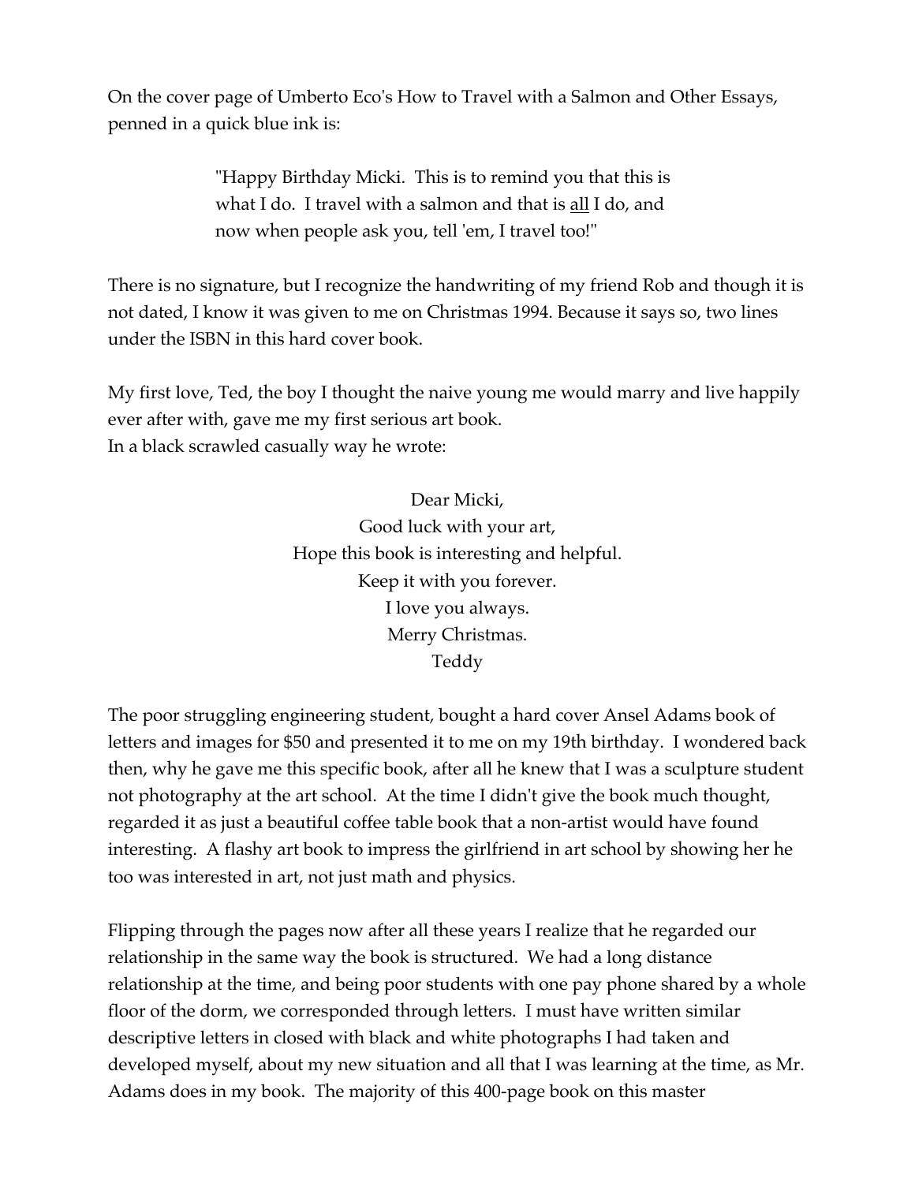On the cover page of Umberto Eco's How to Travel with a Salmon and Other Essays, penned in a quick blue ink is:

> "Happy Birthday Micki. This is to remind you that this is what I do. I travel with a salmon and that is <u>all</u> I do, and now when people ask you, tell 'em, I travel too!"

There is no signature, but I recognize the handwriting of my friend Rob and though it is not dated, I know it was given to me on Christmas 1994. Because it says so, two lines under the ISBN in this hard cover book.

My first love, Ted, the boy I thought the naive young me would marry and live happily ever after with, gave me my first serious art book.
In a black scrawled casually way he wrote:

> Dear Micki,
> Good luck with your art,
> Hope this book is interesting and helpful.
> Keep it with you forever.
> I love you always.
> Merry Christmas.
> Teddy

The poor struggling engineering student, bought a hard cover Ansel Adams book of letters and images for $50 and presented it to me on my 19th birthday. I wondered back then, why he gave me this specific book, after all he knew that I was a sculpture student not photography at the art school. At the time I didn't give the book much thought, regarded it as just a beautiful coffee table book that a non-artist would have found interesting. A flashy art book to impress the girlfriend in art school by showing her he too was interested in art, not just math and physics.

Flipping through the pages now after all these years I realize that he regarded our relationship in the same way the book is structured. We had a long distance relationship at the time, and being poor students with one pay phone shared by a whole floor of the dorm, we corresponded through letters. I must have written similar descriptive letters in closed with black and white photographs I had taken and developed myself, about my new situation and all that I was learning at the time, as Mr. Adams does in my book. The majority of this 400-page book on this master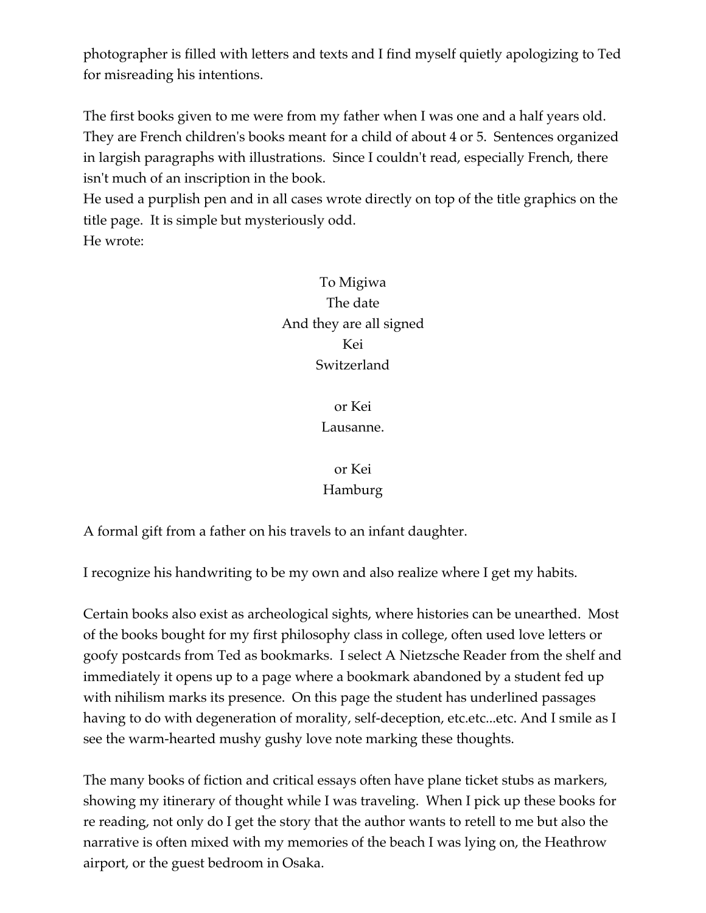photographer is filled with letters and texts and I find myself quietly apologizing to Ted for misreading his intentions.

The first books given to me were from my father when I was one and a half years old. They are French children's books meant for a child of about 4 or 5. Sentences organized in largish paragraphs with illustrations. Since I couldn't read, especially French, there isn't much of an inscription in the book.
He used a purplish pen and in all cases wrote directly on top of the title graphics on the title page. It is simple but mysteriously odd.
He wrote:

<center>
To Migiwa<br>
The date<br>
And they are all signed<br>
Kei<br>
Switzerland

or Kei<br>
Lausanne.

or Kei<br>
Hamburg
</center>

A formal gift from a father on his travels to an infant daughter.

I recognize his handwriting to be my own and also realize where I get my habits.

Certain books also exist as archeological sights, where histories can be unearthed. Most of the books bought for my first philosophy class in college, often used love letters or goofy postcards from Ted as bookmarks. I select A Nietzsche Reader from the shelf and immediately it opens up to a page where a bookmark abandoned by a student fed up with nihilism marks its presence. On this page the student has underlined passages having to do with degeneration of morality, self-deception, etc.etc...etc. And I smile as I see the warm-hearted mushy gushy love note marking these thoughts.

The many books of fiction and critical essays often have plane ticket stubs as markers, showing my itinerary of thought while I was traveling. When I pick up these books for re reading, not only do I get the story that the author wants to retell to me but also the narrative is often mixed with my memories of the beach I was lying on, the Heathrow airport, or the guest bedroom in Osaka.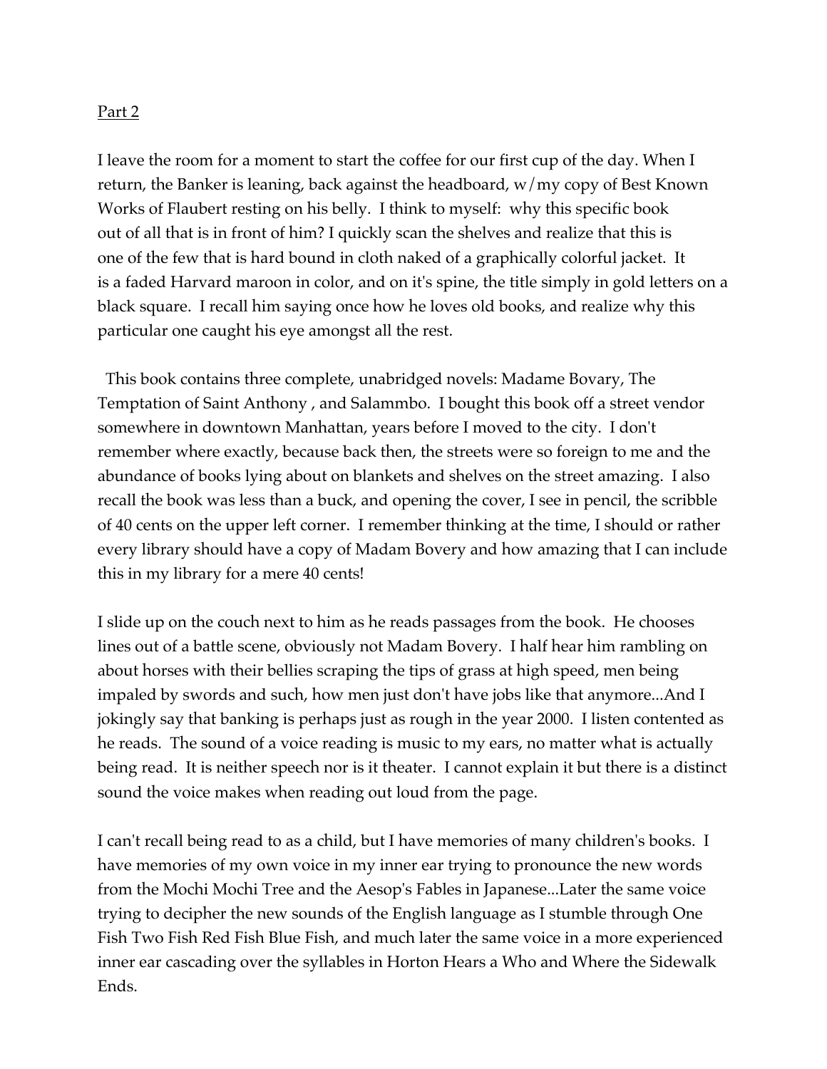Part 2

I leave the room for a moment to start the coffee for our first cup of the day. When I return, the Banker is leaning, back against the headboard, w/my copy of Best Known Works of Flaubert resting on his belly. I think to myself: why this specific book out of all that is in front of him? I quickly scan the shelves and realize that this is one of the few that is hard bound in cloth naked of a graphically colorful jacket. It is a faded Harvard maroon in color, and on it's spine, the title simply in gold letters on a black square. I recall him saying once how he loves old books, and realize why this particular one caught his eye amongst all the rest.

This book contains three complete, unabridged novels: Madame Bovary, The Temptation of Saint Anthony , and Salammbo. I bought this book off a street vendor somewhere in downtown Manhattan, years before I moved to the city. I don't remember where exactly, because back then, the streets were so foreign to me and the abundance of books lying about on blankets and shelves on the street amazing. I also recall the book was less than a buck, and opening the cover, I see in pencil, the scribble of 40 cents on the upper left corner. I remember thinking at the time, I should or rather every library should have a copy of Madam Bovery and how amazing that I can include this in my library for a mere 40 cents!

I slide up on the couch next to him as he reads passages from the book. He chooses lines out of a battle scene, obviously not Madam Bovery. I half hear him rambling on about horses with their bellies scraping the tips of grass at high speed, men being impaled by swords and such, how men just don't have jobs like that anymore...And I jokingly say that banking is perhaps just as rough in the year 2000. I listen contented as he reads. The sound of a voice reading is music to my ears, no matter what is actually being read. It is neither speech nor is it theater. I cannot explain it but there is a distinct sound the voice makes when reading out loud from the page.

I can't recall being read to as a child, but I have memories of many children's books. I have memories of my own voice in my inner ear trying to pronounce the new words from the Mochi Mochi Tree and the Aesop's Fables in Japanese...Later the same voice trying to decipher the new sounds of the English language as I stumble through One Fish Two Fish Red Fish Blue Fish, and much later the same voice in a more experienced inner ear cascading over the syllables in Horton Hears a Who and Where the Sidewalk Ends.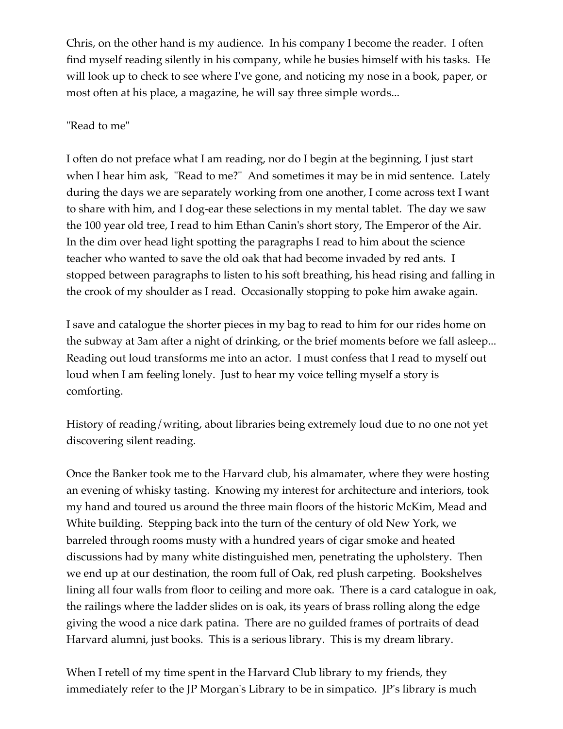Chris, on the other hand is my audience. In his company I become the reader. I often find myself reading silently in his company, while he busies himself with his tasks. He will look up to check to see where I've gone, and noticing my nose in a book, paper, or most often at his place, a magazine, he will say three simple words...

"Read to me"

I often do not preface what I am reading, nor do I begin at the beginning, I just start when I hear him ask, "Read to me?" And sometimes it may be in mid sentence. Lately during the days we are separately working from one another, I come across text I want to share with him, and I dog-ear these selections in my mental tablet. The day we saw the 100 year old tree, I read to him Ethan Canin's short story, The Emperor of the Air. In the dim over head light spotting the paragraphs I read to him about the science teacher who wanted to save the old oak that had become invaded by red ants. I stopped between paragraphs to listen to his soft breathing, his head rising and falling in the crook of my shoulder as I read. Occasionally stopping to poke him awake again.

I save and catalogue the shorter pieces in my bag to read to him for our rides home on the subway at 3am after a night of drinking, or the brief moments before we fall asleep... Reading out loud transforms me into an actor. I must confess that I read to myself out loud when I am feeling lonely. Just to hear my voice telling myself a story is comforting.

History of reading/writing, about libraries being extremely loud due to no one not yet discovering silent reading.

Once the Banker took me to the Harvard club, his almamater, where they were hosting an evening of whisky tasting. Knowing my interest for architecture and interiors, took my hand and toured us around the three main floors of the historic McKim, Mead and White building. Stepping back into the turn of the century of old New York, we barreled through rooms musty with a hundred years of cigar smoke and heated discussions had by many white distinguished men, penetrating the upholstery. Then we end up at our destination, the room full of Oak, red plush carpeting. Bookshelves lining all four walls from floor to ceiling and more oak. There is a card catalogue in oak, the railings where the ladder slides on is oak, its years of brass rolling along the edge giving the wood a nice dark patina. There are no guilded frames of portraits of dead Harvard alumni, just books. This is a serious library. This is my dream library.

When I retell of my time spent in the Harvard Club library to my friends, they immediately refer to the JP Morgan's Library to be in simpatico. JP's library is much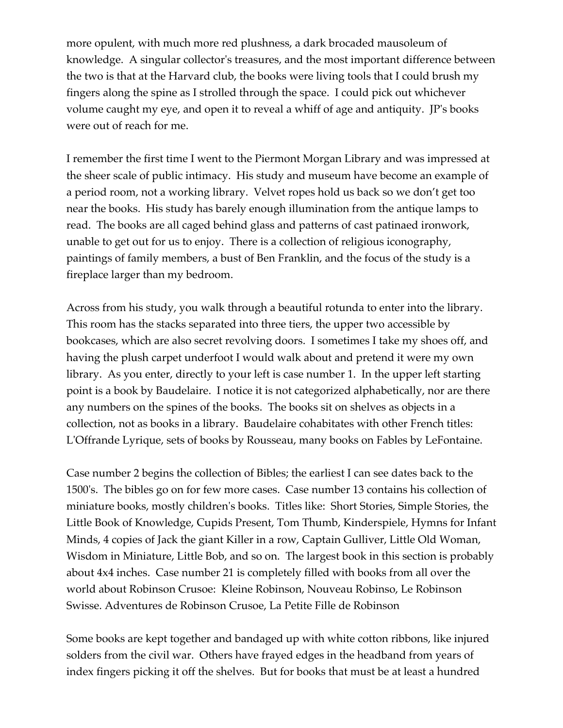more opulent, with much more red plushness, a dark brocaded mausoleum of knowledge. A singular collector's treasures, and the most important difference between the two is that at the Harvard club, the books were living tools that I could brush my fingers along the spine as I strolled through the space. I could pick out whichever volume caught my eye, and open it to reveal a whiff of age and antiquity. JP's books were out of reach for me.

I remember the first time I went to the Piermont Morgan Library and was impressed at the sheer scale of public intimacy. His study and museum have become an example of a period room, not a working library. Velvet ropes hold us back so we don't get too near the books. His study has barely enough illumination from the antique lamps to read. The books are all caged behind glass and patterns of cast patinaed ironwork, unable to get out for us to enjoy. There is a collection of religious iconography, paintings of family members, a bust of Ben Franklin, and the focus of the study is a fireplace larger than my bedroom.

Across from his study, you walk through a beautiful rotunda to enter into the library. This room has the stacks separated into three tiers, the upper two accessible by bookcases, which are also secret revolving doors. I sometimes I take my shoes off, and having the plush carpet underfoot I would walk about and pretend it were my own library. As you enter, directly to your left is case number 1. In the upper left starting point is a book by Baudelaire. I notice it is not categorized alphabetically, nor are there any numbers on the spines of the books. The books sit on shelves as objects in a collection, not as books in a library. Baudelaire cohabitates with other French titles: L'Offrande Lyrique, sets of books by Rousseau, many books on Fables by LeFontaine.

Case number 2 begins the collection of Bibles; the earliest I can see dates back to the 1500's. The bibles go on for few more cases. Case number 13 contains his collection of miniature books, mostly children's books. Titles like: Short Stories, Simple Stories, the Little Book of Knowledge, Cupids Present, Tom Thumb, Kinderspiele, Hymns for Infant Minds, 4 copies of Jack the giant Killer in a row, Captain Gulliver, Little Old Woman, Wisdom in Miniature, Little Bob, and so on. The largest book in this section is probably about 4x4 inches. Case number 21 is completely filled with books from all over the world about Robinson Crusoe: Kleine Robinson, Nouveau Robinso, Le Robinson Swisse. Adventures de Robinson Crusoe, La Petite Fille de Robinson

Some books are kept together and bandaged up with white cotton ribbons, like injured solders from the civil war. Others have frayed edges in the headband from years of index fingers picking it off the shelves. But for books that must be at least a hundred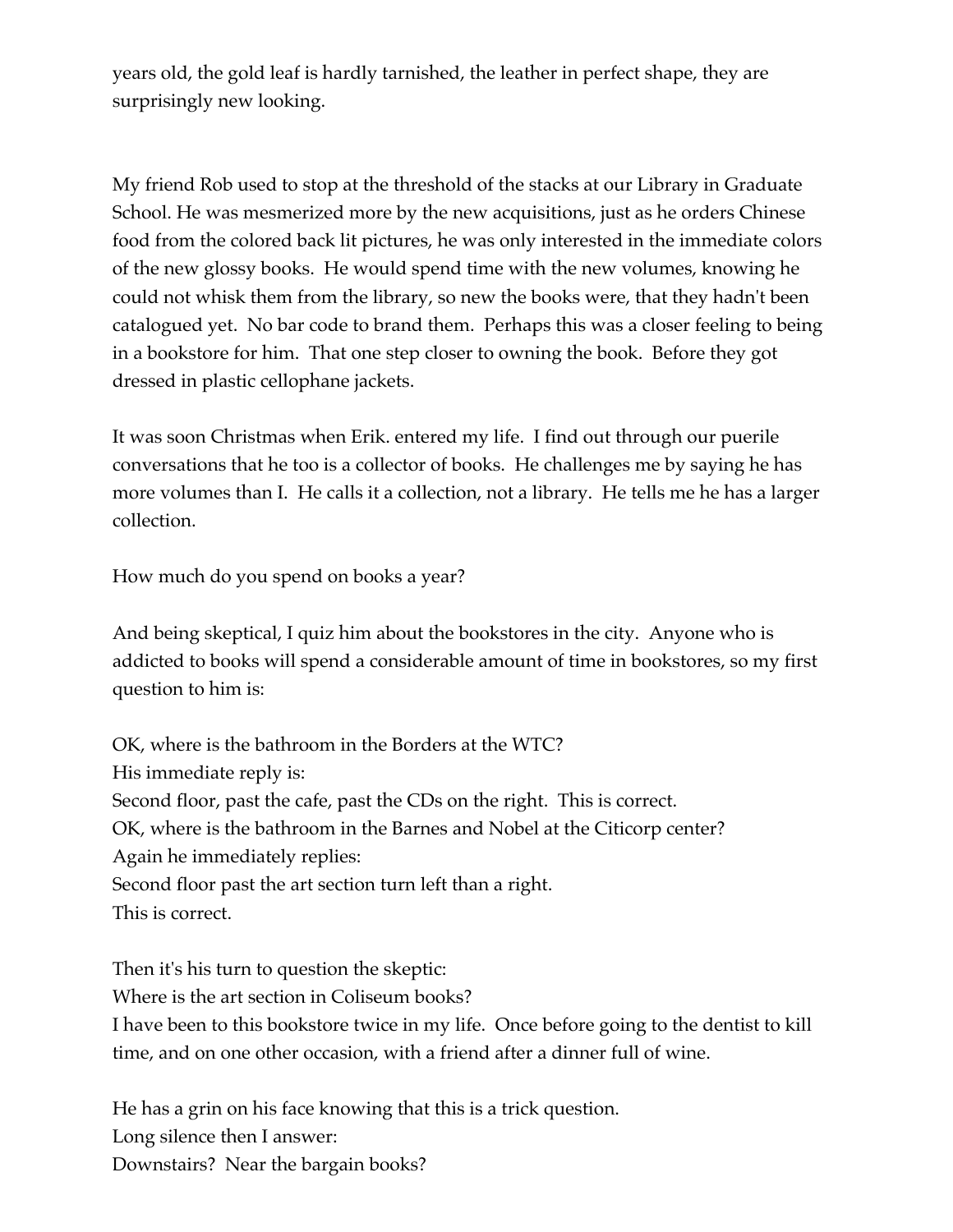years old, the gold leaf is hardly tarnished, the leather in perfect shape, they are surprisingly new looking.

My friend Rob used to stop at the threshold of the stacks at our Library in Graduate School. He was mesmerized more by the new acquisitions, just as he orders Chinese food from the colored back lit pictures, he was only interested in the immediate colors of the new glossy books. He would spend time with the new volumes, knowing he could not whisk them from the library, so new the books were, that they hadn't been catalogued yet. No bar code to brand them. Perhaps this was a closer feeling to being in a bookstore for him. That one step closer to owning the book. Before they got dressed in plastic cellophane jackets.

It was soon Christmas when Erik. entered my life. I find out through our puerile conversations that he too is a collector of books. He challenges me by saying he has more volumes than I. He calls it a collection, not a library. He tells me he has a larger collection.

How much do you spend on books a year?

And being skeptical, I quiz him about the bookstores in the city. Anyone who is addicted to books will spend a considerable amount of time in bookstores, so my first question to him is:

OK, where is the bathroom in the Borders at the WTC?
His immediate reply is:
Second floor, past the cafe, past the CDs on the right. This is correct.
OK, where is the bathroom in the Barnes and Nobel at the Citicorp center?
Again he immediately replies:
Second floor past the art section turn left than a right.
This is correct.

Then it's his turn to question the skeptic:
Where is the art section in Coliseum books?
I have been to this bookstore twice in my life. Once before going to the dentist to kill time, and on one other occasion, with a friend after a dinner full of wine.

He has a grin on his face knowing that this is a trick question.
Long silence then I answer:
Downstairs? Near the bargain books?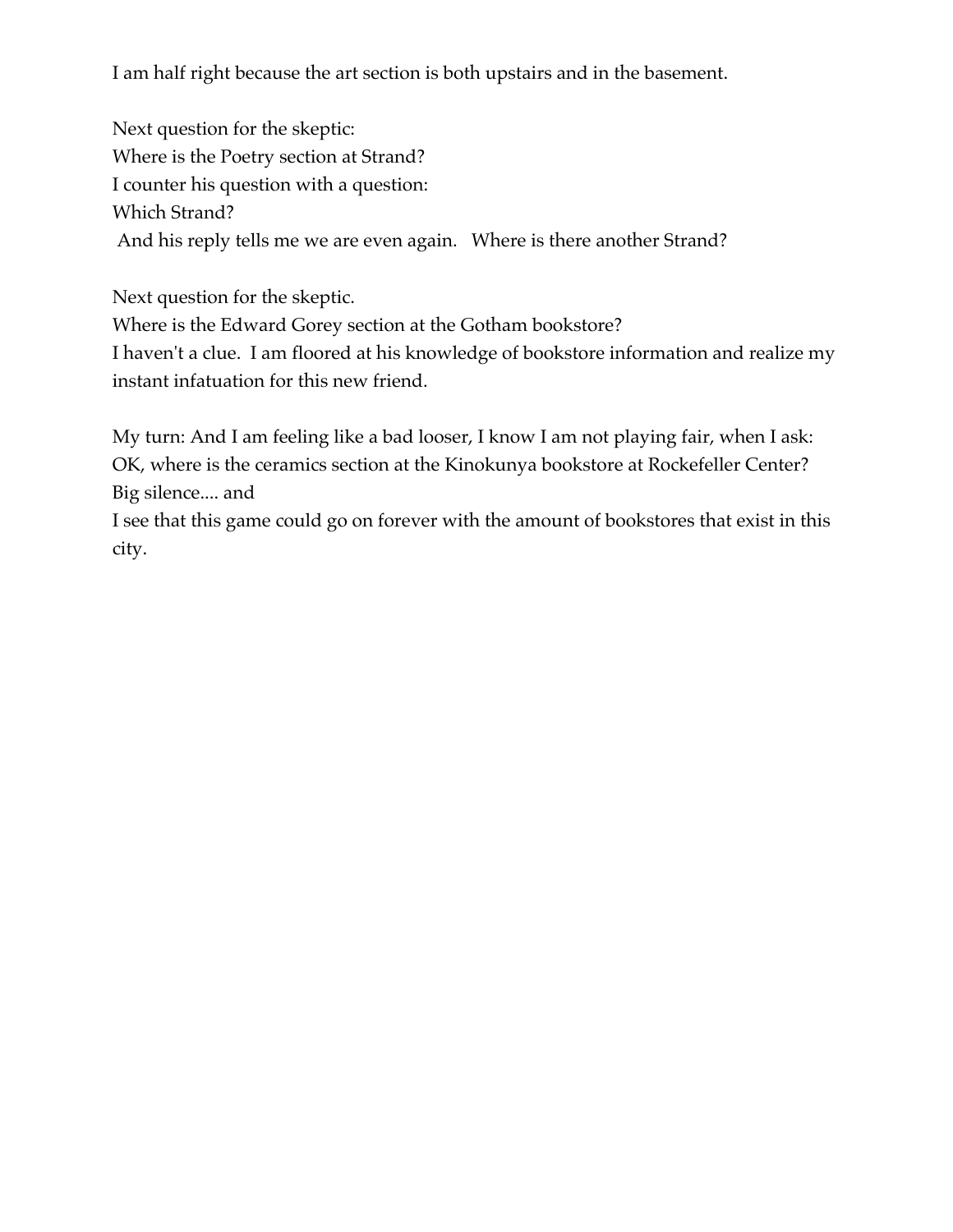I am half right because the art section is both upstairs and in the basement.

Next question for the skeptic:
Where is the Poetry section at Strand?
I counter his question with a question:
Which Strand?
And his reply tells me we are even again.   Where is there another Strand?

Next question for the skeptic.
Where is the Edward Gorey section at the Gotham bookstore?
I haven't a clue.  I am floored at his knowledge of bookstore information and realize my instant infatuation for this new friend.

My turn: And I am feeling like a bad looser, I know I am not playing fair, when I ask:
OK, where is the ceramics section at the Kinokunya bookstore at Rockefeller Center?
Big silence.... and
I see that this game could go on forever with the amount of bookstores that exist in this city.